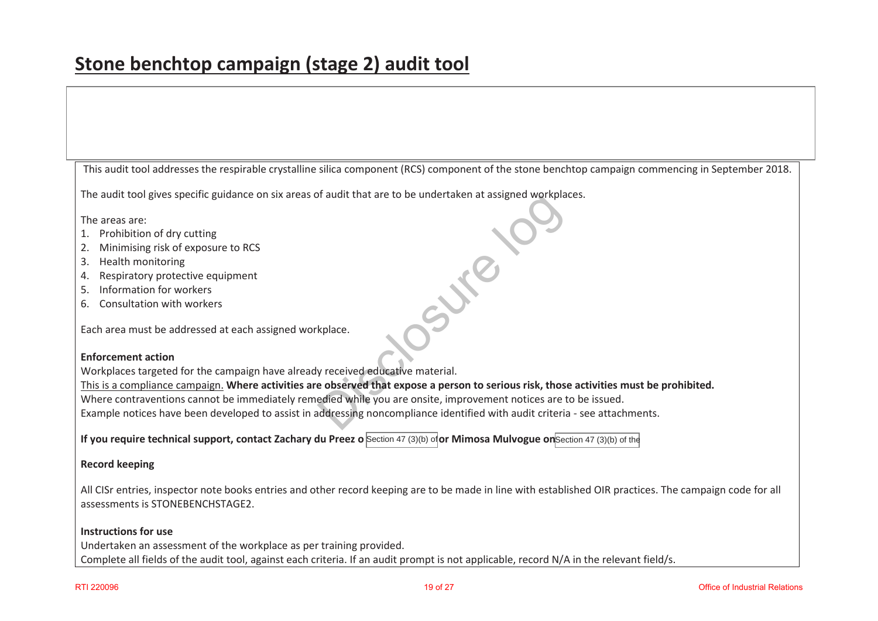# Stone benchtop campaign (stage 2) audit tool

This audit tool addresses the respirable crystalline silica component (RCS) component of the stone benchtop campaign commencing in September 2018.

The audit tool gives specific guidance on six areas of audit that are to be undertaken at assigned workplaces.

The areas are:

1. Prohibition of dry cutting
2. Minimising risk of exposure to RCS
3. Health monitoring
4. Respiratory protective equipment
5. Information for workers
6. Consultation with workers

Each area must be addressed at each assigned workplace.

**Enforcement action**

Workplaces targeted for the campaign have already received educative material.

This is a compliance campaign. **Where activities are observed that expose a person to serious risk, those activities must be prohibited.**

Where contraventions cannot be immediately remedied while you are onsite, improvement notices are to be issued.

Example notices have been developed to assist in addressing noncompliance identified with audit criteria - see attachments.

**If you require technical support, contact Zachary du Preez o** Section 47 (3)(b) of **or Mimosa Mulvogue on** Section 47 (3)(b) of the

**Record keeping**

All CISr entries, inspector note books entries and other record keeping are to be made in line with established OIR practices. The campaign code for all assessments is STONEBENCHSTAGE2.

**Instructions for use**

Undertaken an assessment of the workplace as per training provided.

Complete all fields of the audit tool, against each criteria. If an audit prompt is not applicable, record N/A in the relevant field/s.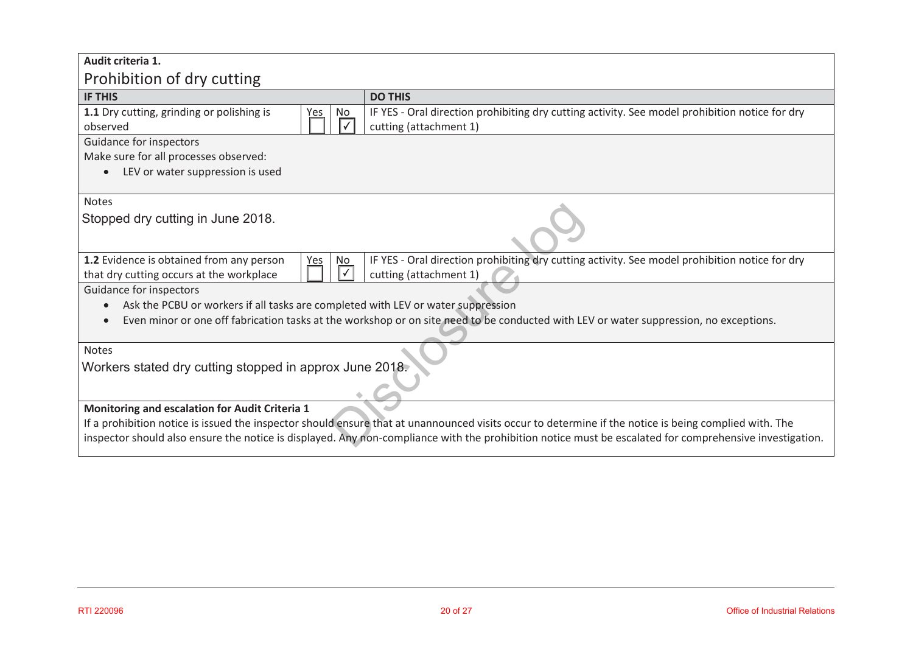**Audit criteria 1.**

## Prohibition of dry cutting

| IF THIS | Yes | No | DO THIS |
|---|---|---|---|
| **1.1** Dry cutting, grinding or polishing is observed | ☐ | ☑ | IF YES - Oral direction prohibiting dry cutting activity. See model prohibition notice for dry cutting (attachment 1) |

Guidance for inspectors

Make sure for all processes observed:

- LEV or water suppression is used

Notes

Stopped dry cutting in June 2018.

| IF THIS | Yes | No | DO THIS |
|---|---|---|---|
| **1.2** Evidence is obtained from any person that dry cutting occurs at the workplace | ☐ | ☑ | IF YES - Oral direction prohibiting dry cutting activity. See model prohibition notice for dry cutting (attachment 1) |

Guidance for inspectors

- Ask the PCBU or workers if all tasks are completed with LEV or water suppression
- Even minor or one off fabrication tasks at the workshop or on site need to be conducted with LEV or water suppression, no exceptions.

Notes

Workers stated dry cutting stopped in approx June 2018.

**Monitoring and escalation for Audit Criteria 1**

If a prohibition notice is issued the inspector should ensure that at unannounced visits occur to determine if the notice is being complied with. The inspector should also ensure the notice is displayed. Any non-compliance with the prohibition notice must be escalated for comprehensive investigation.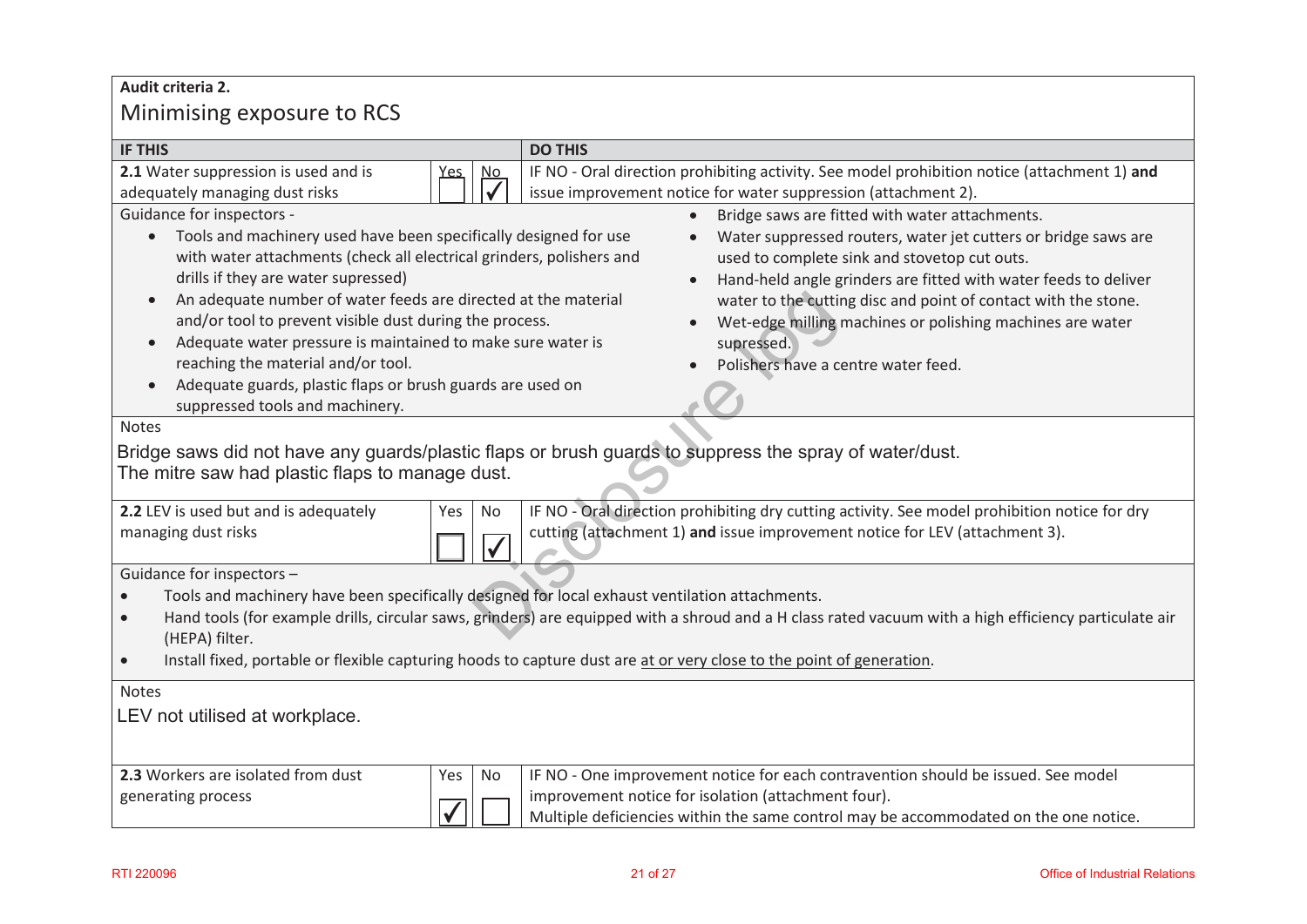**Audit criteria 2.**

## Minimising exposure to RCS

| IF THIS | Yes | No | DO THIS |
|---|---|---|---|
| **2.1** Water suppression is used and is adequately managing dust risks | ☐ | ☑ | IF NO - Oral direction prohibiting activity. See model prohibition notice (attachment 1) **and** issue improvement notice for water suppression (attachment 2). |

Guidance for inspectors -

- Tools and machinery used have been specifically designed for use with water attachments (check all electrical grinders, polishers and drills if they are water supressed)
- An adequate number of water feeds are directed at the material and/or tool to prevent visible dust during the process.
- Adequate water pressure is maintained to make sure water is reaching the material and/or tool.
- Adequate guards, plastic flaps or brush guards are used on suppressed tools and machinery.
- Bridge saws are fitted with water attachments.
- Water suppressed routers, water jet cutters or bridge saws are used to complete sink and stovetop cut outs.
- Hand-held angle grinders are fitted with water feeds to deliver water to the cutting disc and point of contact with the stone.
- Wet-edge milling machines or polishing machines are water supressed.
- Polishers have a centre water feed.

Notes

Bridge saws did not have any guards/plastic flaps or brush guards to suppress the spray of water/dust.
The mitre saw had plastic flaps to manage dust.

| IF THIS | Yes | No | DO THIS |
|---|---|---|---|
| **2.2** LEV is used but and is adequately managing dust risks | ☐ | ☑ | IF NO - Oral direction prohibiting dry cutting activity. See model prohibition notice for dry cutting (attachment 1) **and** issue improvement notice for LEV (attachment 3). |

Guidance for inspectors –

- Tools and machinery have been specifically designed for local exhaust ventilation attachments.
- Hand tools (for example drills, circular saws, grinders) are equipped with a shroud and a H class rated vacuum with a high efficiency particulate air (HEPA) filter.
- Install fixed, portable or flexible capturing hoods to capture dust are at or very close to the point of generation.

Notes

LEV not utilised at workplace.

| IF THIS | Yes | No | DO THIS |
|---|---|---|---|
| **2.3** Workers are isolated from dust generating process | ☑ | ☐ | IF NO - One improvement notice for each contravention should be issued. See model improvement notice for isolation (attachment four). Multiple deficiencies within the same control may be accommodated on the one notice. |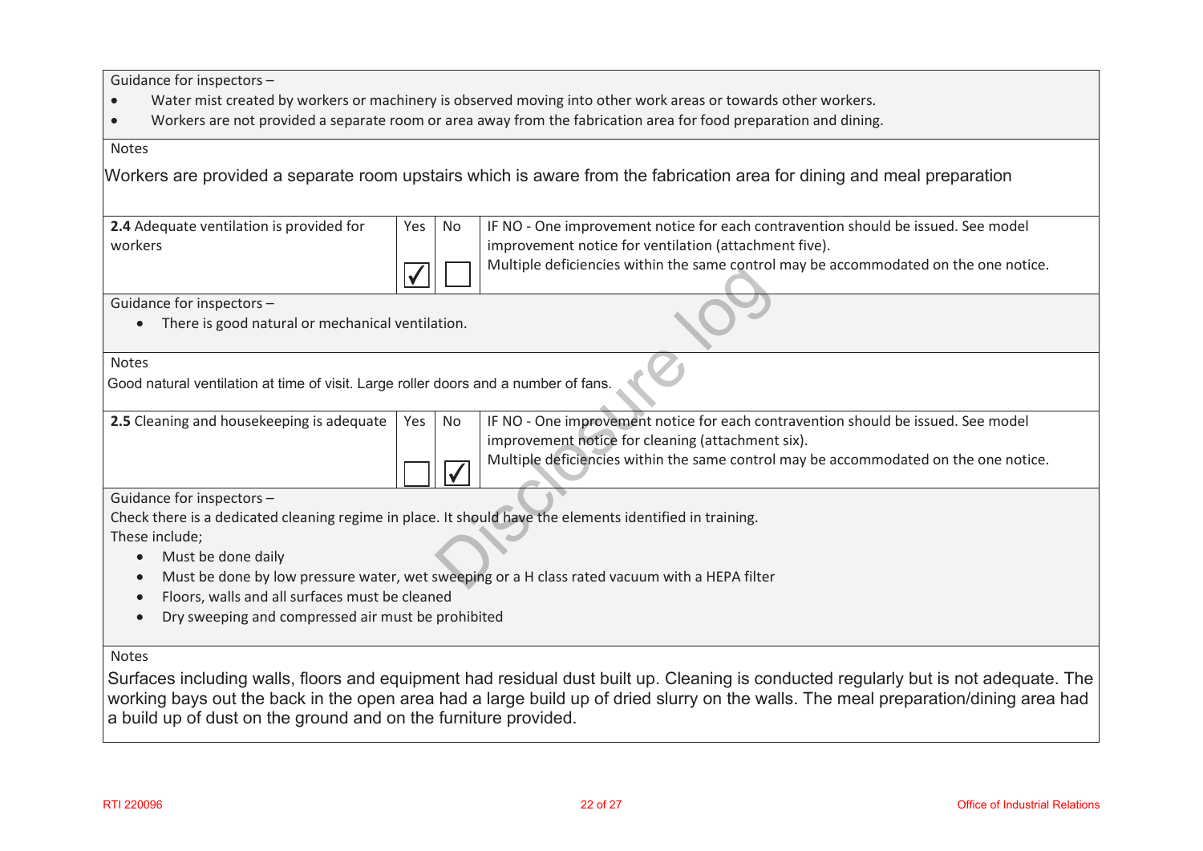Guidance for inspectors –

- Water mist created by workers or machinery is observed moving into other work areas or towards other workers.
- Workers are not provided a separate room or area away from the fabrication area for food preparation and dining.

Notes

Workers are provided a separate room upstairs which is aware from the fabrication area for dining and meal preparation

| **2.4** Adequate ventilation is provided for workers | Yes ☑ | No ☐ | IF NO - One improvement notice for each contravention should be issued. See model improvement notice for ventilation (attachment five). Multiple deficiencies within the same control may be accommodated on the one notice. |
|---|---|---|---|

Guidance for inspectors –

- There is good natural or mechanical ventilation.

Notes

Good natural ventilation at time of visit. Large roller doors and a number of fans.

| **2.5** Cleaning and housekeeping is adequate | Yes ☐ | No ☑ | IF NO - One improvement notice for each contravention should be issued. See model improvement notice for cleaning (attachment six). Multiple deficiencies within the same control may be accommodated on the one notice. |
|---|---|---|---|

Guidance for inspectors –

Check there is a dedicated cleaning regime in place. It should have the elements identified in training.

These include;

- Must be done daily
- Must be done by low pressure water, wet sweeping or a H class rated vacuum with a HEPA filter
- Floors, walls and all surfaces must be cleaned
- Dry sweeping and compressed air must be prohibited

Notes

Surfaces including walls, floors and equipment had residual dust built up. Cleaning is conducted regularly but is not adequate. The working bays out the back in the open area had a large build up of dried slurry on the walls. The meal preparation/dining area had a build up of dust on the ground and on the furniture provided.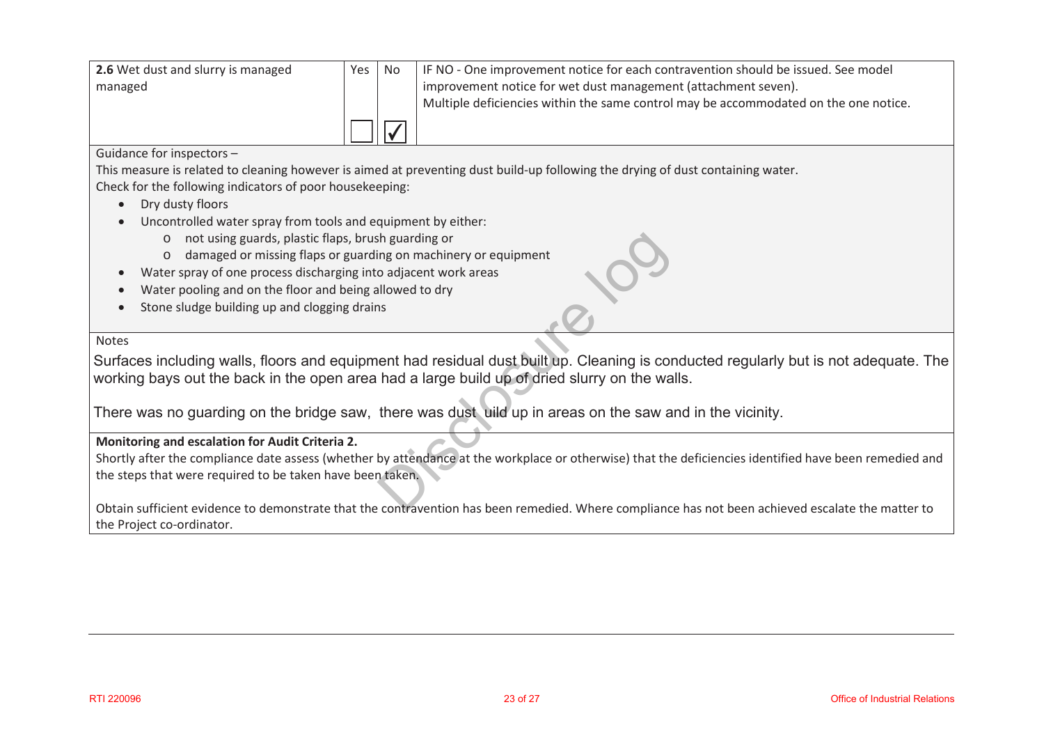| **2.6** Wet dust and slurry is managed managed | Yes | No | IF NO - One improvement notice for each contravention should be issued. See model improvement notice for wet dust management (attachment seven). Multiple deficiencies within the same control may be accommodated on the one notice. |
|---|---|---|---|
| | ☐ | ☑ | |

Guidance for inspectors –

This measure is related to cleaning however is aimed at preventing dust build-up following the drying of dust containing water.

Check for the following indicators of poor housekeeping:

- Dry dusty floors
- Uncontrolled water spray from tools and equipment by either:
  - not using guards, plastic flaps, brush guarding or
  - damaged or missing flaps or guarding on machinery or equipment
- Water spray of one process discharging into adjacent work areas
- Water pooling and on the floor and being allowed to dry
- Stone sludge building up and clogging drains

Notes

Surfaces including walls, floors and equipment had residual dust built up. Cleaning is conducted regularly but is not adequate. The working bays out the back in the open area had a large build up of dried slurry on the walls.

There was no guarding on the bridge saw, there was dust uild up in areas on the saw and in the vicinity.

**Monitoring and escalation for Audit Criteria 2.**

Shortly after the compliance date assess (whether by attendance at the workplace or otherwise) that the deficiencies identified have been remedied and the steps that were required to be taken have been taken.

Obtain sufficient evidence to demonstrate that the contravention has been remedied. Where compliance has not been achieved escalate the matter to the Project co-ordinator.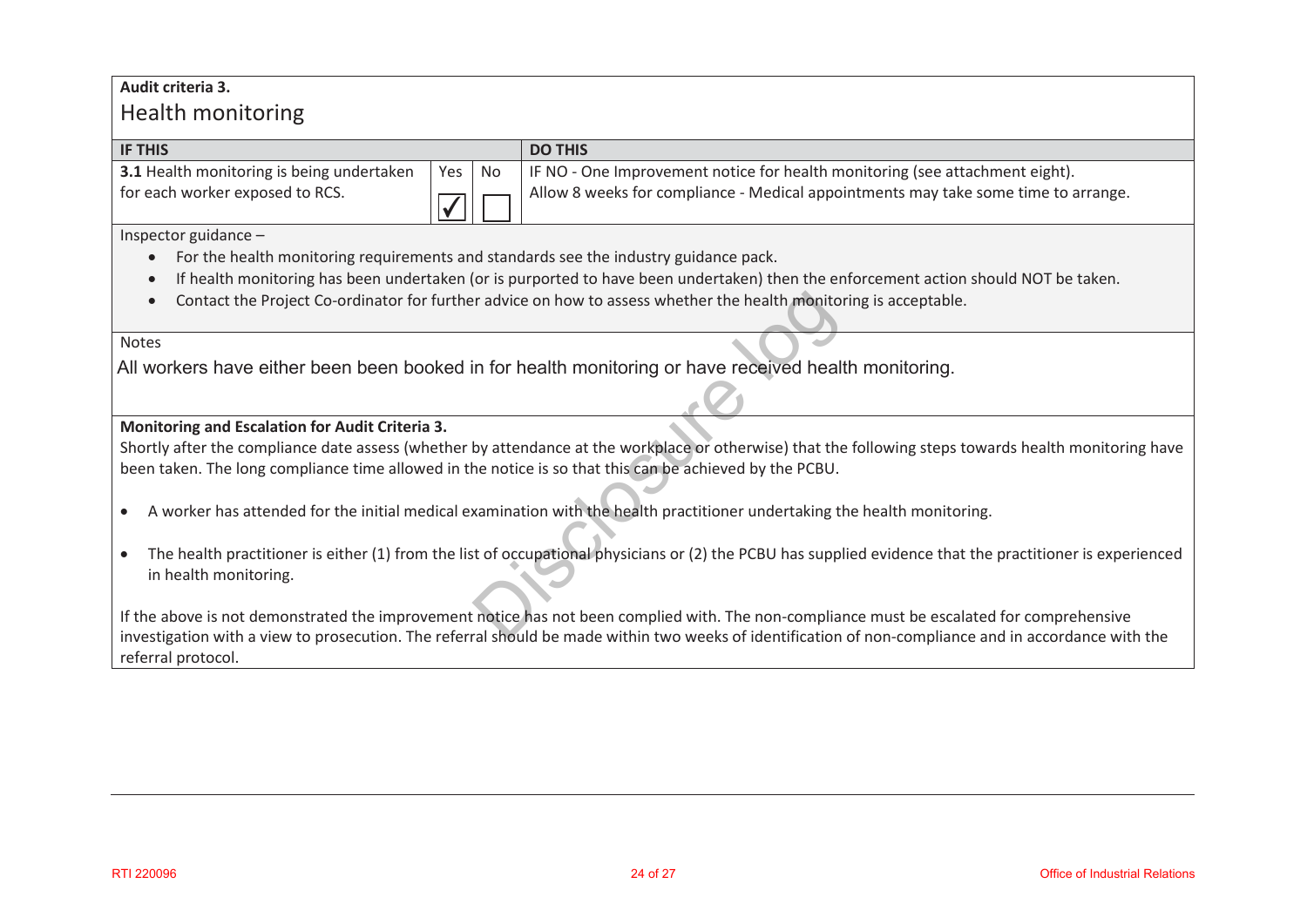**Audit criteria 3.**

## Health monitoring

| IF THIS | Yes | No | DO THIS |
|---|---|---|---|
| **3.1** Health monitoring is being undertaken for each worker exposed to RCS. | ✓ | | IF NO - One Improvement notice for health monitoring (see attachment eight). Allow 8 weeks for compliance - Medical appointments may take some time to arrange. |

Inspector guidance –

- For the health monitoring requirements and standards see the industry guidance pack.
- If health monitoring has been undertaken (or is purported to have been undertaken) then the enforcement action should NOT be taken.
- Contact the Project Co-ordinator for further advice on how to assess whether the health monitoring is acceptable.

Notes

All workers have either been been booked in for health monitoring or have received health monitoring.

**Monitoring and Escalation for Audit Criteria 3.**

Shortly after the compliance date assess (whether by attendance at the workplace or otherwise) that the following steps towards health monitoring have been taken. The long compliance time allowed in the notice is so that this can be achieved by the PCBU.

- A worker has attended for the initial medical examination with the health practitioner undertaking the health monitoring.
- The health practitioner is either (1) from the list of occupational physicians or (2) the PCBU has supplied evidence that the practitioner is experienced in health monitoring.

If the above is not demonstrated the improvement notice has not been complied with. The non-compliance must be escalated for comprehensive investigation with a view to prosecution. The referral should be made within two weeks of identification of non-compliance and in accordance with the referral protocol.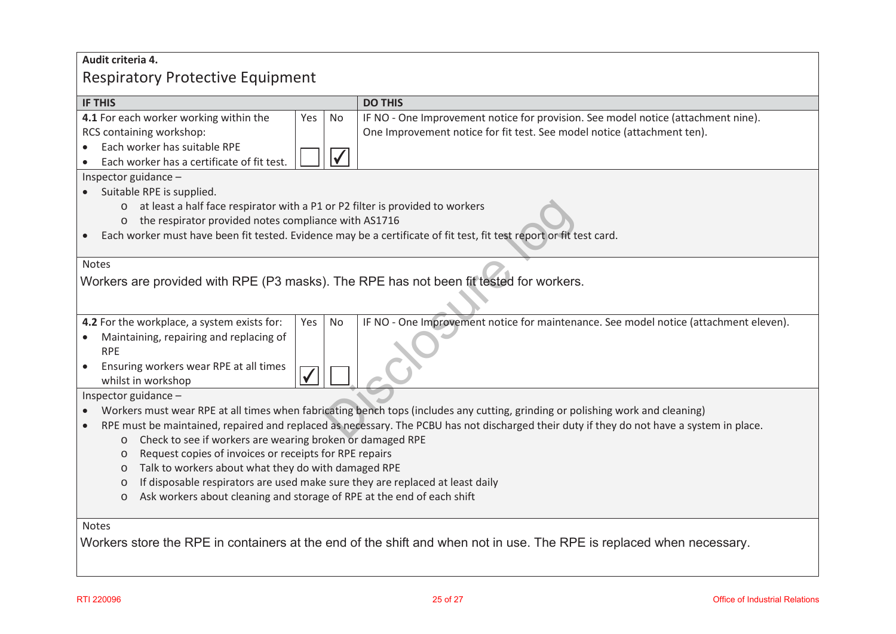**Audit criteria 4.**

## Respiratory Protective Equipment

| IF THIS | Yes | No | DO THIS |
|---|---|---|---|
| **4.1** For each worker working within the RCS containing workshop:<br>• Each worker has suitable RPE<br>• Each worker has a certificate of fit test. | ☐ | ☑ | IF NO - One Improvement notice for provision. See model notice (attachment nine).<br>One Improvement notice for fit test. See model notice (attachment ten). |

Inspector guidance –

- Suitable RPE is supplied.
  - at least a half face respirator with a P1 or P2 filter is provided to workers
  - the respirator provided notes compliance with AS1716
- Each worker must have been fit tested. Evidence may be a certificate of fit test, fit test report or fit test card.

Notes

Workers are provided with RPE (P3 masks). The RPE has not been fit tested for workers.

| IF THIS | Yes | No | DO THIS |
|---|---|---|---|
| **4.2** For the workplace, a system exists for:<br>• Maintaining, repairing and replacing of RPE<br>• Ensuring workers wear RPE at all times whilst in workshop | ☑ | ☐ | IF NO - One Improvement notice for maintenance. See model notice (attachment eleven). |

Inspector guidance –

- Workers must wear RPE at all times when fabricating bench tops (includes any cutting, grinding or polishing work and cleaning)
- RPE must be maintained, repaired and replaced as necessary. The PCBU has not discharged their duty if they do not have a system in place.
  - Check to see if workers are wearing broken or damaged RPE
  - Request copies of invoices or receipts for RPE repairs
  - Talk to workers about what they do with damaged RPE
  - If disposable respirators are used make sure they are replaced at least daily
  - Ask workers about cleaning and storage of RPE at the end of each shift

Notes

Workers store the RPE in containers at the end of the shift and when not in use. The RPE is replaced when necessary.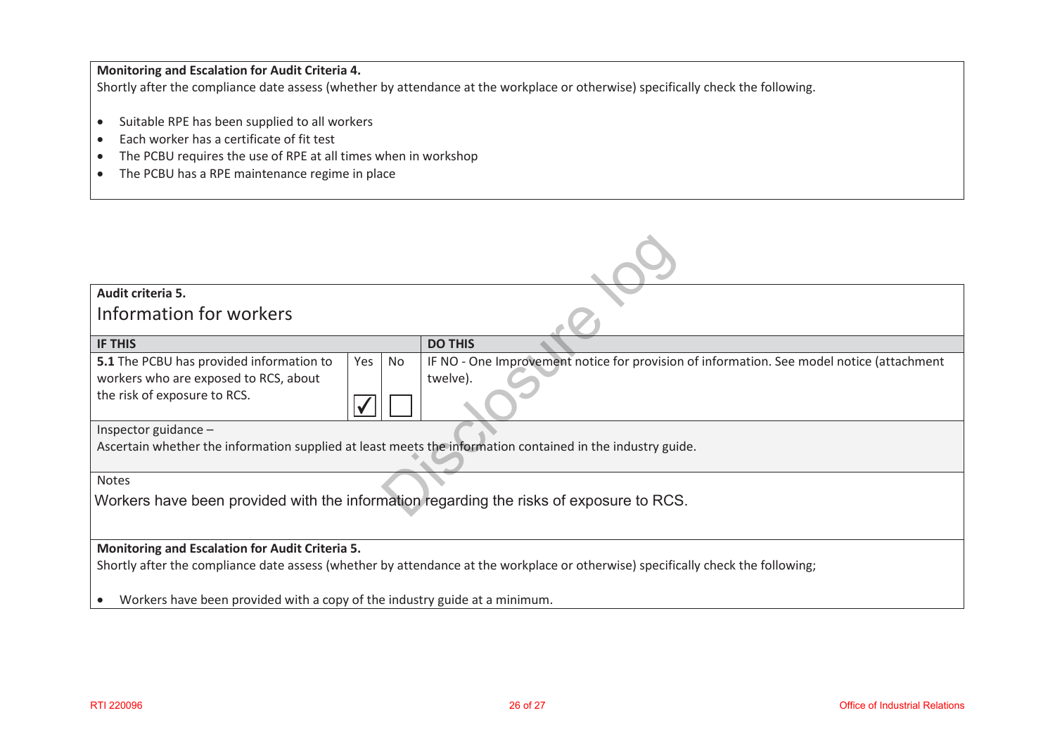**Monitoring and Escalation for Audit Criteria 4.**

Shortly after the compliance date assess (whether by attendance at the workplace or otherwise) specifically check the following.

- Suitable RPE has been supplied to all workers
- Each worker has a certificate of fit test
- The PCBU requires the use of RPE at all times when in workshop
- The PCBU has a RPE maintenance regime in place

**Audit criteria 5.**

## Information for workers

| IF THIS | Yes | No | DO THIS |
|---|---|---|---|
| **5.1** The PCBU has provided information to workers who are exposed to RCS, about the risk of exposure to RCS. | ✓ | ☐ | IF NO - One Improvement notice for provision of information. See model notice (attachment twelve). |

Inspector guidance –

Ascertain whether the information supplied at least meets the information contained in the industry guide.

Notes

Workers have been provided with the information regarding the risks of exposure to RCS.

**Monitoring and Escalation for Audit Criteria 5.**

Shortly after the compliance date assess (whether by attendance at the workplace or otherwise) specifically check the following;

- Workers have been provided with a copy of the industry guide at a minimum.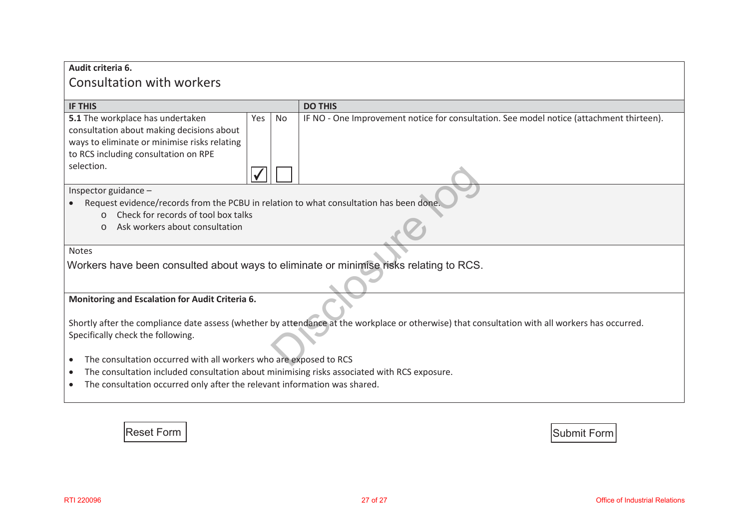**Audit criteria 6.**

## Consultation with workers

| IF THIS | Yes | No | DO THIS |
|---|---|---|---|
| **5.1** The workplace has undertaken consultation about making decisions about ways to eliminate or minimise risks relating to RCS including consultation on RPE selection. | ☑ | ☐ | IF NO - One Improvement notice for consultation. See model notice (attachment thirteen). |

Inspector guidance –

- Request evidence/records from the PCBU in relation to what consultation has been done.
  - Check for records of tool box talks
  - Ask workers about consultation

Notes

Workers have been consulted about ways to eliminate or minimise risks relating to RCS.

**Monitoring and Escalation for Audit Criteria 6.**

Shortly after the compliance date assess (whether by attendance at the workplace or otherwise) that consultation with all workers has occurred. Specifically check the following.

- The consultation occurred with all workers who are exposed to RCS
- The consultation included consultation about minimising risks associated with RCS exposure.
- The consultation occurred only after the relevant information was shared.

Reset Form

Submit Form